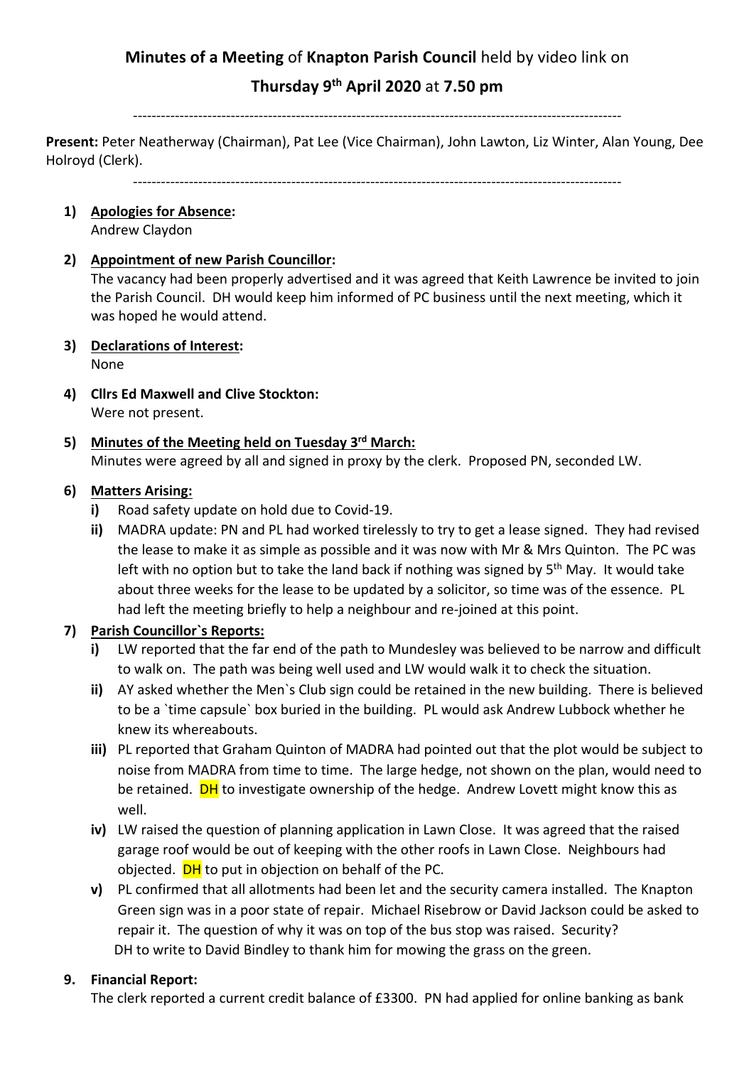**Minutes of a Meeting** of **Knapton Parish Council** held by video link on

**Thursday 9th April 2020** at **7.50 pm**

---

**Present:** Peter Neatherway (Chairman), Pat Lee (Vice Chairman), John Lawton, Liz Winter, Alan Young, Dee Holroyd (Clerk).

---

1) **Apologies for Absence:**
   Andrew Claydon

2) **Appointment of new Parish Councillor:**
   The vacancy had been properly advertised and it was agreed that Keith Lawrence be invited to join the Parish Council. DH would keep him informed of PC business until the next meeting, which it was hoped he would attend.

3) **Declarations of Interest:**
   None

4) **Cllrs Ed Maxwell and Clive Stockton:**
   Were not present.

5) **Minutes of the Meeting held on Tuesday 3rd March:**
   Minutes were agreed by all and signed in proxy by the clerk. Proposed PN, seconded LW.

6) **Matters Arising:**
   - **i)** Road safety update on hold due to Covid-19.
   - **ii)** MADRA update: PN and PL had worked tirelessly to try to get a lease signed. They had revised the lease to make it as simple as possible and it was now with Mr & Mrs Quinton. The PC was left with no option but to take the land back if nothing was signed by 5th May. It would take about three weeks for the lease to be updated by a solicitor, so time was of the essence. PL had left the meeting briefly to help a neighbour and re-joined at this point.

7) **Parish Councillor`s Reports:**
   - **i)** LW reported that the far end of the path to Mundesley was believed to be narrow and difficult to walk on. The path was being well used and LW would walk it to check the situation.
   - **ii)** AY asked whether the Men`s Club sign could be retained in the new building. There is believed to be a `time capsule` box buried in the building. PL would ask Andrew Lubbock whether he knew its whereabouts.
   - **iii)** PL reported that Graham Quinton of MADRA had pointed out that the plot would be subject to noise from MADRA from time to time. The large hedge, not shown on the plan, would need to be retained. DH to investigate ownership of the hedge. Andrew Lovett might know this as well.
   - **iv)** LW raised the question of planning application in Lawn Close. It was agreed that the raised garage roof would be out of keeping with the other roofs in Lawn Close. Neighbours had objected. DH to put in objection on behalf of the PC.
   - **v)** PL confirmed that all allotments had been let and the security camera installed. The Knapton Green sign was in a poor state of repair. Michael Risebrow or David Jackson could be asked to repair it. The question of why it was on top of the bus stop was raised. Security?
     DH to write to David Bindley to thank him for mowing the grass on the green.

9. **Financial Report:**
   The clerk reported a current credit balance of £3300. PN had applied for online banking as bank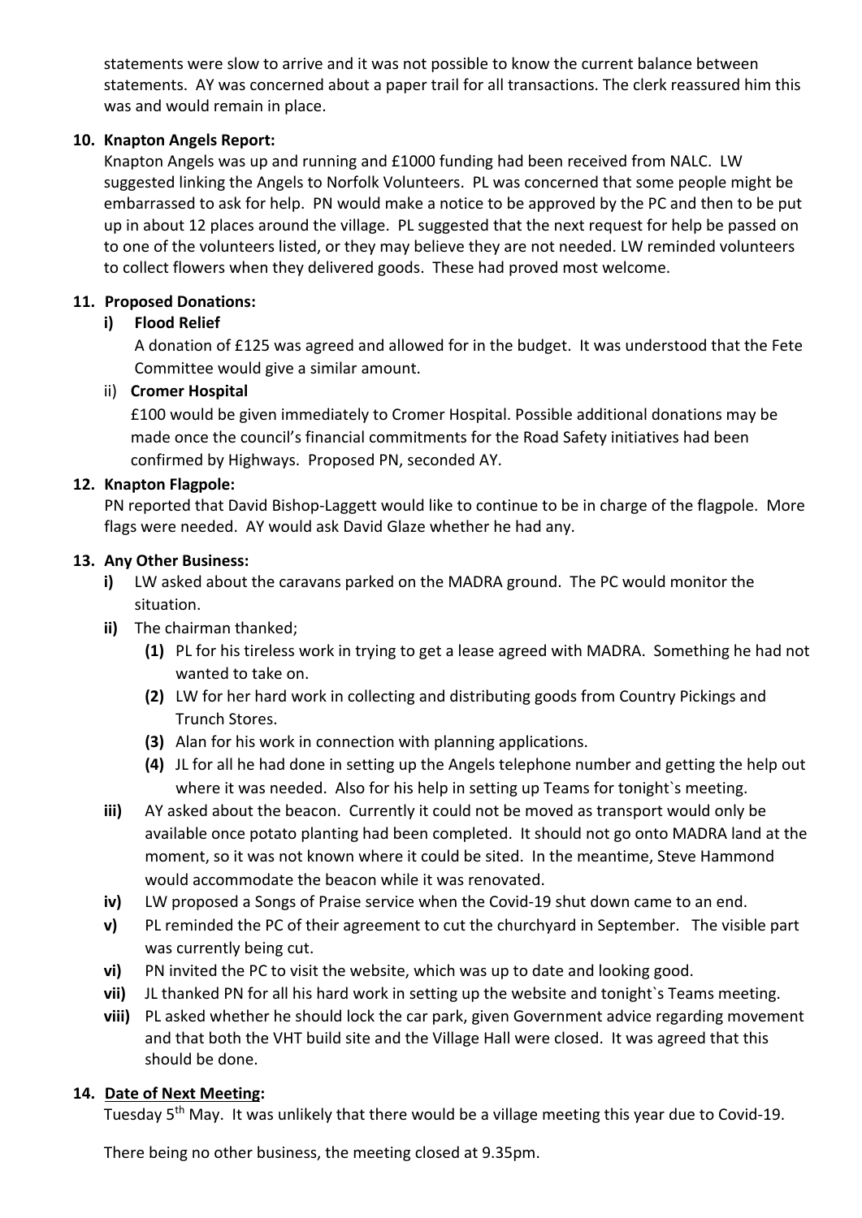statements were slow to arrive and it was not possible to know the current balance between statements. AY was concerned about a paper trail for all transactions. The clerk reassured him this was and would remain in place.

**10. Knapton Angels Report:**

Knapton Angels was up and running and £1000 funding had been received from NALC. LW suggested linking the Angels to Norfolk Volunteers. PL was concerned that some people might be embarrassed to ask for help. PN would make a notice to be approved by the PC and then to be put up in about 12 places around the village. PL suggested that the next request for help be passed on to one of the volunteers listed, or they may believe they are not needed. LW reminded volunteers to collect flowers when they delivered goods. These had proved most welcome.

**11. Proposed Donations:**

**i) Flood Relief**

A donation of £125 was agreed and allowed for in the budget. It was understood that the Fete Committee would give a similar amount.

ii) **Cromer Hospital**

£100 would be given immediately to Cromer Hospital. Possible additional donations may be made once the council's financial commitments for the Road Safety initiatives had been confirmed by Highways. Proposed PN, seconded AY.

**12. Knapton Flagpole:**

PN reported that David Bishop-Laggett would like to continue to be in charge of the flagpole. More flags were needed. AY would ask David Glaze whether he had any.

**13. Any Other Business:**

**i)** LW asked about the caravans parked on the MADRA ground. The PC would monitor the situation.

**ii)** The chairman thanked;

**(1)** PL for his tireless work in trying to get a lease agreed with MADRA. Something he had not wanted to take on.

**(2)** LW for her hard work in collecting and distributing goods from Country Pickings and Trunch Stores.

**(3)** Alan for his work in connection with planning applications.

**(4)** JL for all he had done in setting up the Angels telephone number and getting the help out where it was needed. Also for his help in setting up Teams for tonight`s meeting.

**iii)** AY asked about the beacon. Currently it could not be moved as transport would only be available once potato planting had been completed. It should not go onto MADRA land at the moment, so it was not known where it could be sited. In the meantime, Steve Hammond would accommodate the beacon while it was renovated.

**iv)** LW proposed a Songs of Praise service when the Covid-19 shut down came to an end.

**v)** PL reminded the PC of their agreement to cut the churchyard in September. The visible part was currently being cut.

**vi)** PN invited the PC to visit the website, which was up to date and looking good.

**vii)** JL thanked PN for all his hard work in setting up the website and tonight`s Teams meeting.

**viii)** PL asked whether he should lock the car park, given Government advice regarding movement and that both the VHT build site and the Village Hall were closed. It was agreed that this should be done.

**14. Date of Next Meeting:**

Tuesday 5th May. It was unlikely that there would be a village meeting this year due to Covid-19.

There being no other business, the meeting closed at 9.35pm.